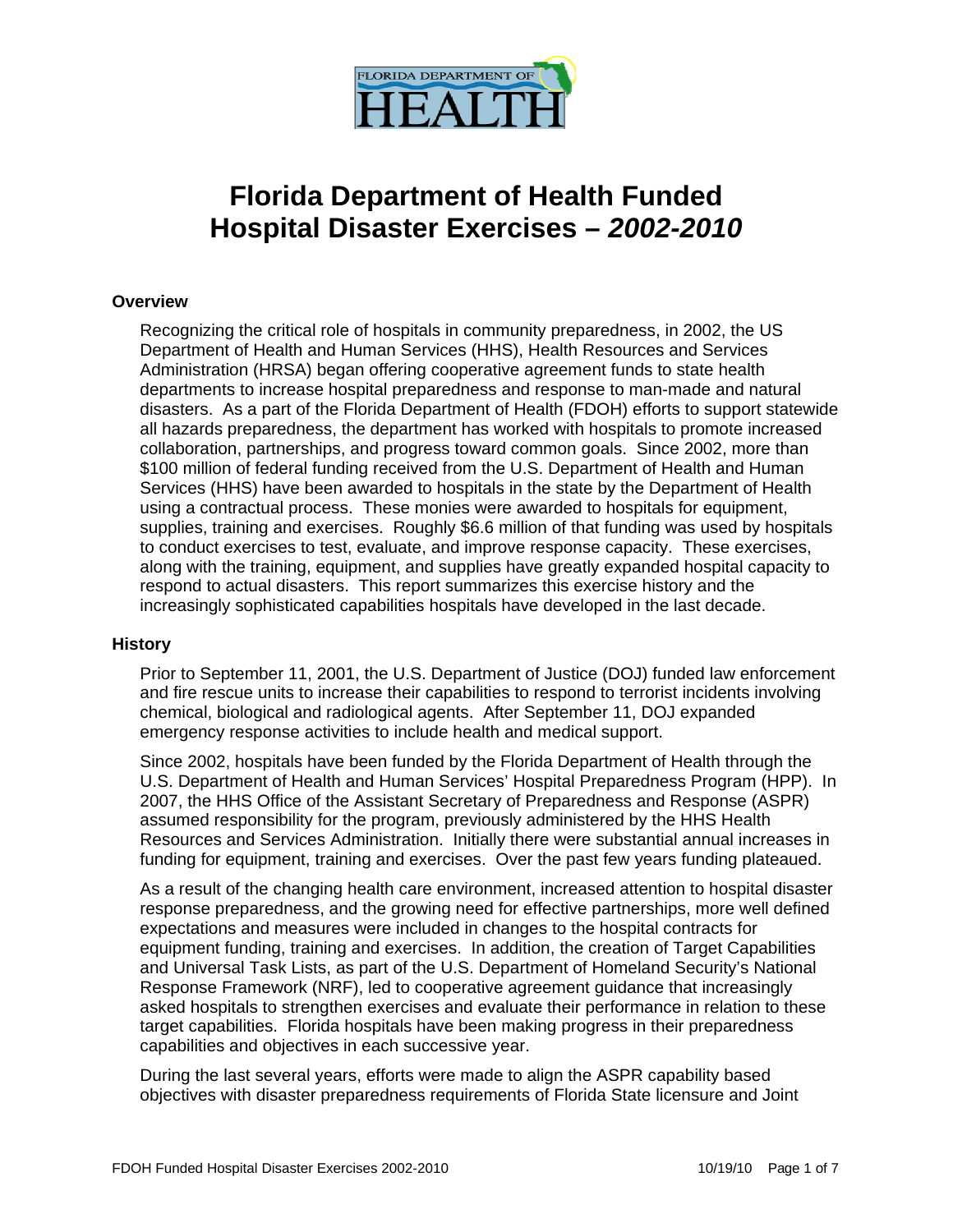# Florida Department of Health Funded Hospital Disaster Exercises – *2002-2010*

## Overview

Recognizing the critical role of hospitals in community preparedness, in 2002, the US Department of Health and Human Services (HHS), Health Resources and Services Administration (HRSA) began offering cooperative agreement funds to state health departments to increase hospital preparedness and response to man-made and natural disasters. As a part of the Florida Department of Health (FDOH) efforts to support statewide all hazards preparedness, the department has worked with hospitals to promote increased collaboration, partnerships, and progress toward common goals. Since 2002, more than $100 million of federal funding received from the U.S. Department of Health and Human Services (HHS) have been awarded to hospitals in the state by the Department of Health using a contractual process. These monies were awarded to hospitals for equipment, supplies, training and exercises. Roughly $6.6 million of that funding was used by hospitals to conduct exercises to test, evaluate, and improve response capacity. These exercises, along with the training, equipment, and supplies have greatly expanded hospital capacity to respond to actual disasters. This report summarizes this exercise history and the increasingly sophisticated capabilities hospitals have developed in the last decade.

## History

Prior to September 11, 2001, the U.S. Department of Justice (DOJ) funded law enforcement and fire rescue units to increase their capabilities to respond to terrorist incidents involving chemical, biological and radiological agents. After September 11, DOJ expanded emergency response activities to include health and medical support.

Since 2002, hospitals have been funded by the Florida Department of Health through the U.S. Department of Health and Human Services' Hospital Preparedness Program (HPP). In 2007, the HHS Office of the Assistant Secretary of Preparedness and Response (ASPR) assumed responsibility for the program, previously administered by the HHS Health Resources and Services Administration. Initially there were substantial annual increases in funding for equipment, training and exercises. Over the past few years funding plateaued.

As a result of the changing health care environment, increased attention to hospital disaster response preparedness, and the growing need for effective partnerships, more well defined expectations and measures were included in changes to the hospital contracts for equipment funding, training and exercises. In addition, the creation of Target Capabilities and Universal Task Lists, as part of the U.S. Department of Homeland Security's National Response Framework (NRF), led to cooperative agreement guidance that increasingly asked hospitals to strengthen exercises and evaluate their performance in relation to these target capabilities. Florida hospitals have been making progress in their preparedness capabilities and objectives in each successive year.

During the last several years, efforts were made to align the ASPR capability based objectives with disaster preparedness requirements of Florida State licensure and Joint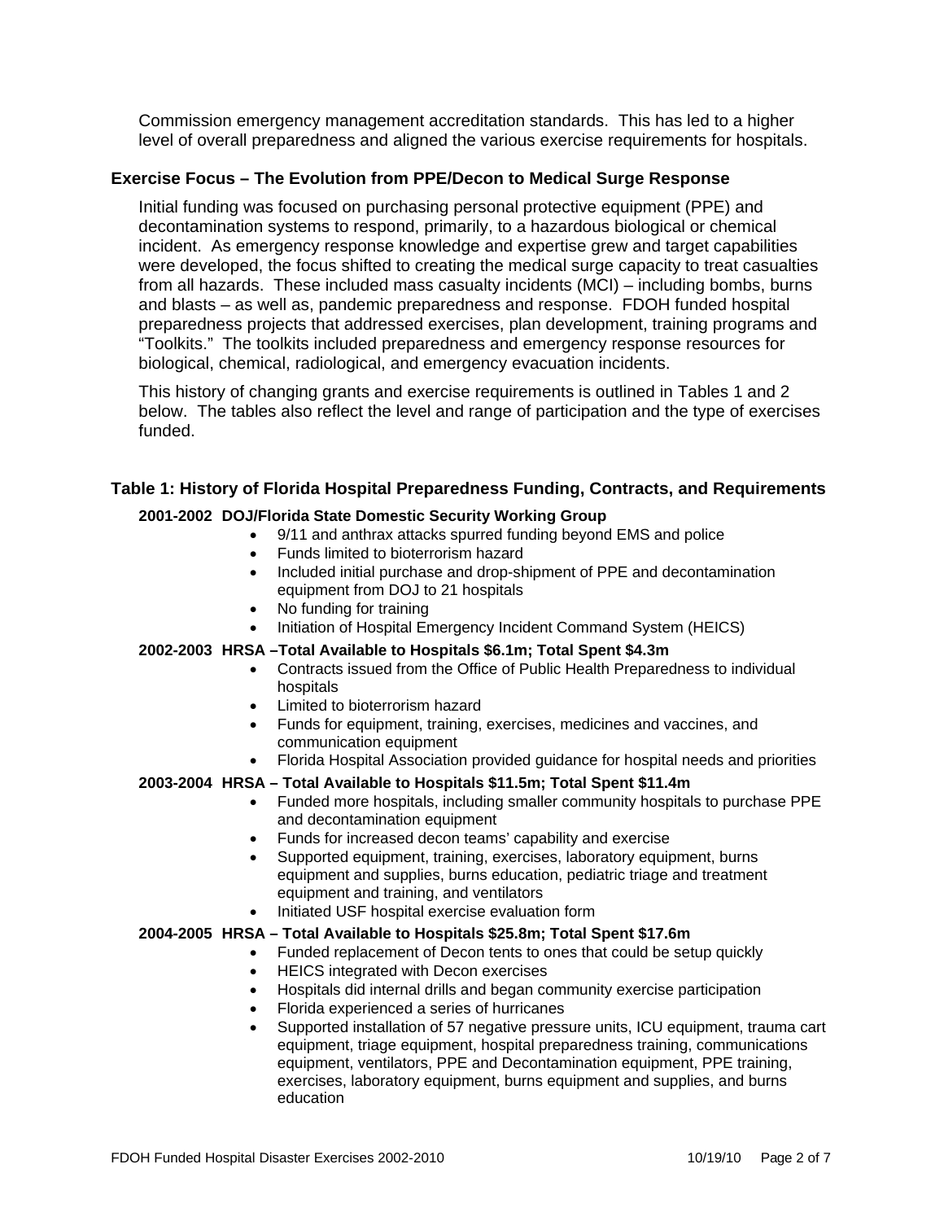Commission emergency management accreditation standards. This has led to a higher level of overall preparedness and aligned the various exercise requirements for hospitals.

### Exercise Focus – The Evolution from PPE/Decon to Medical Surge Response

Initial funding was focused on purchasing personal protective equipment (PPE) and decontamination systems to respond, primarily, to a hazardous biological or chemical incident. As emergency response knowledge and expertise grew and target capabilities were developed, the focus shifted to creating the medical surge capacity to treat casualties from all hazards. These included mass casualty incidents (MCI) – including bombs, burns and blasts – as well as, pandemic preparedness and response. FDOH funded hospital preparedness projects that addressed exercises, plan development, training programs and "Toolkits." The toolkits included preparedness and emergency response resources for biological, chemical, radiological, and emergency evacuation incidents.

This history of changing grants and exercise requirements is outlined in Tables 1 and 2 below. The tables also reflect the level and range of participation and the type of exercises funded.

### Table 1: History of Florida Hospital Preparedness Funding, Contracts, and Requirements

**2001-2002 DOJ/Florida State Domestic Security Working Group**

- 9/11 and anthrax attacks spurred funding beyond EMS and police
- Funds limited to bioterrorism hazard
- Included initial purchase and drop-shipment of PPE and decontamination equipment from DOJ to 21 hospitals
- No funding for training
- Initiation of Hospital Emergency Incident Command System (HEICS)

**2002-2003 HRSA –Total Available to Hospitals $6.1m; Total Spent $4.3m**

- Contracts issued from the Office of Public Health Preparedness to individual hospitals
- Limited to bioterrorism hazard
- Funds for equipment, training, exercises, medicines and vaccines, and communication equipment
- Florida Hospital Association provided guidance for hospital needs and priorities

**2003-2004 HRSA – Total Available to Hospitals $11.5m; Total Spent $11.4m**

- Funded more hospitals, including smaller community hospitals to purchase PPE and decontamination equipment
- Funds for increased decon teams' capability and exercise
- Supported equipment, training, exercises, laboratory equipment, burns equipment and supplies, burns education, pediatric triage and treatment equipment and training, and ventilators
- Initiated USF hospital exercise evaluation form

**2004-2005 HRSA – Total Available to Hospitals $25.8m; Total Spent $17.6m**

- Funded replacement of Decon tents to ones that could be setup quickly
- HEICS integrated with Decon exercises
- Hospitals did internal drills and began community exercise participation
- Florida experienced a series of hurricanes
- Supported installation of 57 negative pressure units, ICU equipment, trauma cart equipment, triage equipment, hospital preparedness training, communications equipment, ventilators, PPE and Decontamination equipment, PPE training, exercises, laboratory equipment, burns equipment and supplies, and burns education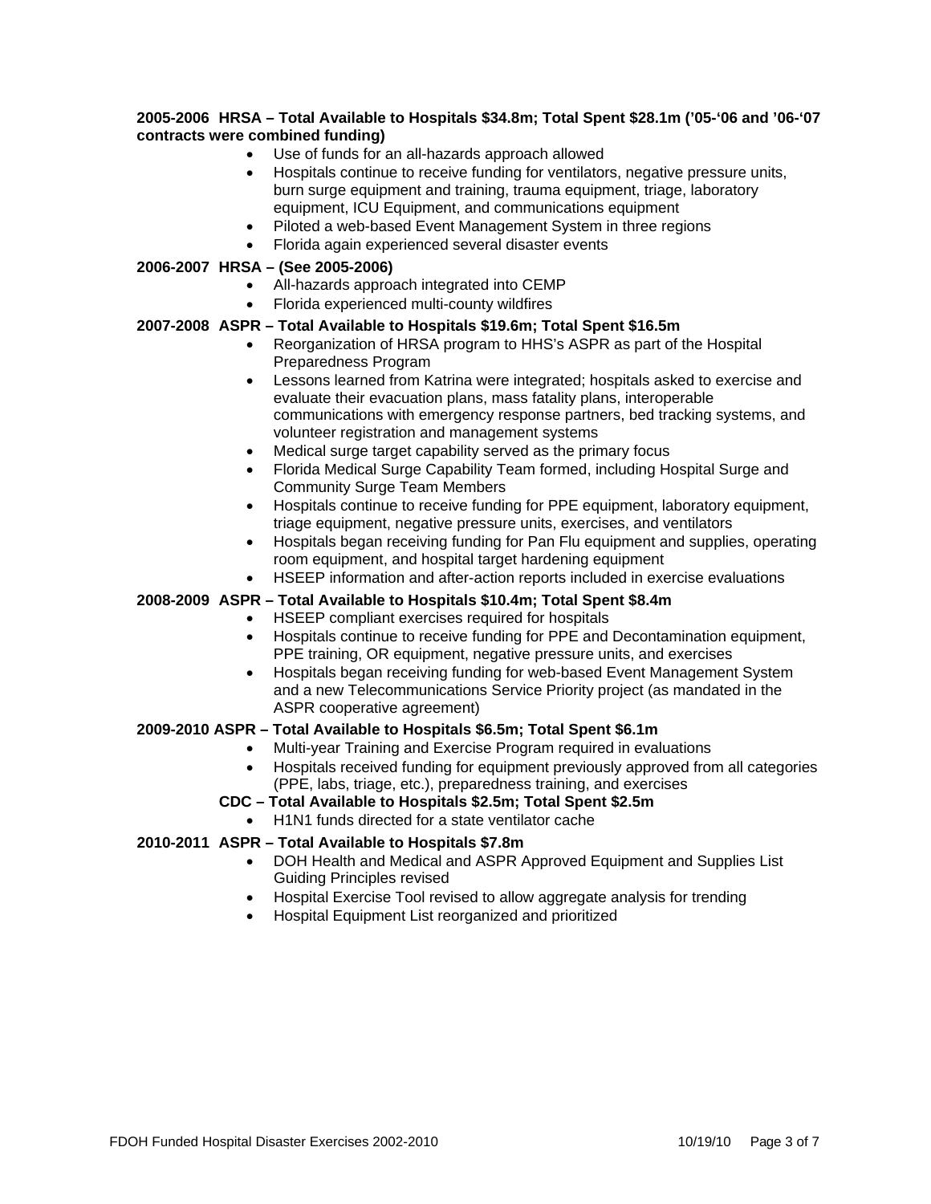**2005-2006 HRSA – Total Available to Hospitals $34.8m; Total Spent $28.1m ('05-'06 and '06-'07 contracts were combined funding)**

- Use of funds for an all-hazards approach allowed
- Hospitals continue to receive funding for ventilators, negative pressure units, burn surge equipment and training, trauma equipment, triage, laboratory equipment, ICU Equipment, and communications equipment
- Piloted a web-based Event Management System in three regions
- Florida again experienced several disaster events

**2006-2007 HRSA – (See 2005-2006)**

- All-hazards approach integrated into CEMP
- Florida experienced multi-county wildfires

**2007-2008 ASPR – Total Available to Hospitals $19.6m; Total Spent $16.5m**

- Reorganization of HRSA program to HHS's ASPR as part of the Hospital Preparedness Program
- Lessons learned from Katrina were integrated; hospitals asked to exercise and evaluate their evacuation plans, mass fatality plans, interoperable communications with emergency response partners, bed tracking systems, and volunteer registration and management systems
- Medical surge target capability served as the primary focus
- Florida Medical Surge Capability Team formed, including Hospital Surge and Community Surge Team Members
- Hospitals continue to receive funding for PPE equipment, laboratory equipment, triage equipment, negative pressure units, exercises, and ventilators
- Hospitals began receiving funding for Pan Flu equipment and supplies, operating room equipment, and hospital target hardening equipment
- HSEEP information and after-action reports included in exercise evaluations

**2008-2009 ASPR – Total Available to Hospitals $10.4m; Total Spent $8.4m**

- HSEEP compliant exercises required for hospitals
- Hospitals continue to receive funding for PPE and Decontamination equipment, PPE training, OR equipment, negative pressure units, and exercises
- Hospitals began receiving funding for web-based Event Management System and a new Telecommunications Service Priority project (as mandated in the ASPR cooperative agreement)

**2009-2010 ASPR – Total Available to Hospitals $6.5m; Total Spent $6.1m**

- Multi-year Training and Exercise Program required in evaluations
- Hospitals received funding for equipment previously approved from all categories (PPE, labs, triage, etc.), preparedness training, and exercises

**CDC – Total Available to Hospitals $2.5m; Total Spent $2.5m**

- H1N1 funds directed for a state ventilator cache

**2010-2011 ASPR – Total Available to Hospitals $7.8m**

- DOH Health and Medical and ASPR Approved Equipment and Supplies List Guiding Principles revised
- Hospital Exercise Tool revised to allow aggregate analysis for trending
- Hospital Equipment List reorganized and prioritized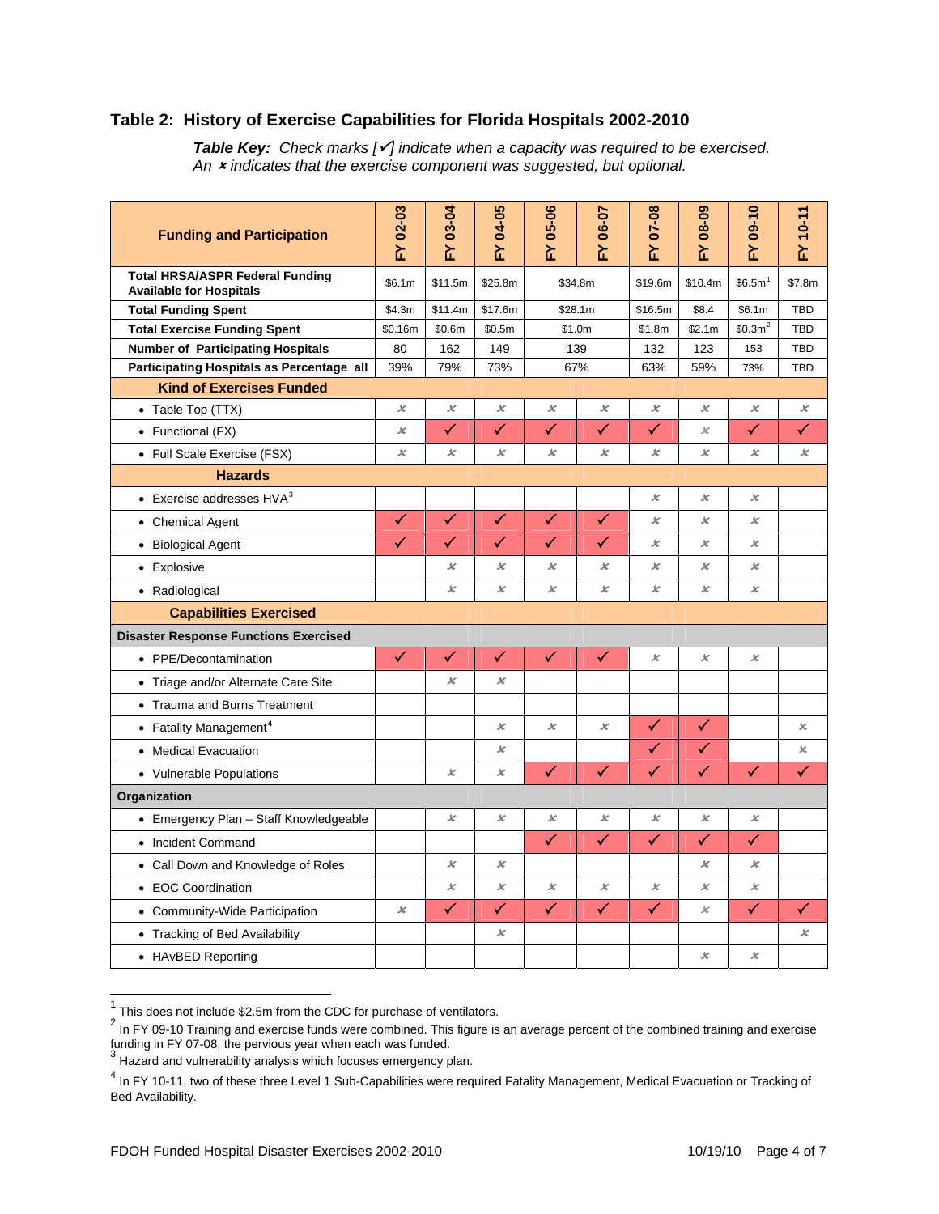## Table 2: History of Exercise Capabilities for Florida Hospitals 2002-2010

***Table Key:*** *Check marks [✓] indicate when a capacity was required to be exercised. An ✗ indicates that the exercise component was suggested, but optional.*

| Funding and Participation | FY 02-03 | FY 03-04 | FY 04-05 | FY 05-06 | FY 06-07 | FY 07-08 | FY 08-09 | FY 09-10 | FY 10-11 |
|---|---|---|---|---|---|---|---|---|---|
| **Total HRSA/ASPR Federal Funding Available for Hospitals** | $6.1m | $11.5m | $25.8m | $34.8m | | $19.6m | $10.4m | $6.5m[1] | $7.8m |
| **Total Funding Spent** | $4.3m | $11.4m | $17.6m | $28.1m | | $16.5m | $8.4 | $6.1m | TBD |
| **Total Exercise Funding Spent** | $0.16m | $0.6m | $0.5m | $1.0m | | $1.8m | $2.1m | $0.3m[2] | TBD |
| **Number of Participating Hospitals** | 80 | 162 | 149 | 139 | | 132 | 123 | 153 | TBD |
| **Participating Hospitals as Percentage all** | 39% | 79% | 73% | 67% | | 63% | 59% | 73% | TBD |
| **Kind of Exercises Funded** | | | | | | | | | |
| • Table Top (TTX) | ✗ | ✗ | ✗ | ✗ | ✗ | ✗ | ✗ | ✗ | ✗ |
| • Functional (FX) | ✗ | ✓ | ✓ | ✓ | ✓ | ✓ | ✗ | ✓ | ✓ |
| • Full Scale Exercise (FSX) | ✗ | ✗ | ✗ | ✗ | ✗ | ✗ | ✗ | ✗ | ✗ |
| **Hazards** | | | | | | | | | |
| • Exercise addresses HVA[3] | | | | | | ✗ | ✗ | ✗ | |
| • Chemical Agent | ✓ | ✓ | ✓ | ✓ | ✓ | ✗ | ✗ | ✗ | |
| • Biological Agent | ✓ | ✓ | ✓ | ✓ | ✓ | ✗ | ✗ | ✗ | |
| • Explosive | | ✗ | ✗ | ✗ | ✗ | ✗ | ✗ | ✗ | |
| • Radiological | | ✗ | ✗ | ✗ | ✗ | ✗ | ✗ | ✗ | |
| **Capabilities Exercised** | | | | | | | | | |
| **Disaster Response Functions Exercised** | | | | | | | | | |
| • PPE/Decontamination | ✓ | ✓ | ✓ | ✓ | ✓ | ✗ | ✗ | ✗ | |
| • Triage and/or Alternate Care Site | | ✗ | ✗ | | | | | | |
| • Trauma and Burns Treatment | | | | | | | | | |
| • Fatality Management[4] | | | ✗ | ✗ | ✗ | ✓ | ✓ | | ✗ |
| • Medical Evacuation | | | ✗ | | | ✓ | ✓ | | ✗ |
| • Vulnerable Populations | | ✗ | ✗ | ✓ | ✓ | ✓ | ✓ | ✓ | ✓ |
| **Organization** | | | | | | | | | |
| • Emergency Plan – Staff Knowledgeable | | ✗ | ✗ | ✗ | ✗ | ✗ | ✗ | ✗ | |
| • Incident Command | | | | ✓ | ✓ | ✓ | ✓ | ✓ | |
| • Call Down and Knowledge of Roles | | ✗ | ✗ | | | | ✗ | ✗ | |
| • EOC Coordination | | ✗ | ✗ | ✗ | ✗ | ✗ | ✗ | ✗ | |
| • Community-Wide Participation | ✗ | ✓ | ✓ | ✓ | ✓ | ✓ | ✗ | ✓ | ✓ |
| • Tracking of Bed Availability | | | ✗ | | | | | | ✗ |
| • HAvBED Reporting | | | | | | | ✗ | ✗ | |

[1] This does not include $2.5m from the CDC for purchase of ventilators.

[2] In FY 09-10 Training and exercise funds were combined. This figure is an average percent of the combined training and exercise funding in FY 07-08, the pervious year when each was funded.

[3] Hazard and vulnerability analysis which focuses emergency plan.

[4] In FY 10-11, two of these three Level 1 Sub-Capabilities were required Fatality Management, Medical Evacuation or Tracking of Bed Availability.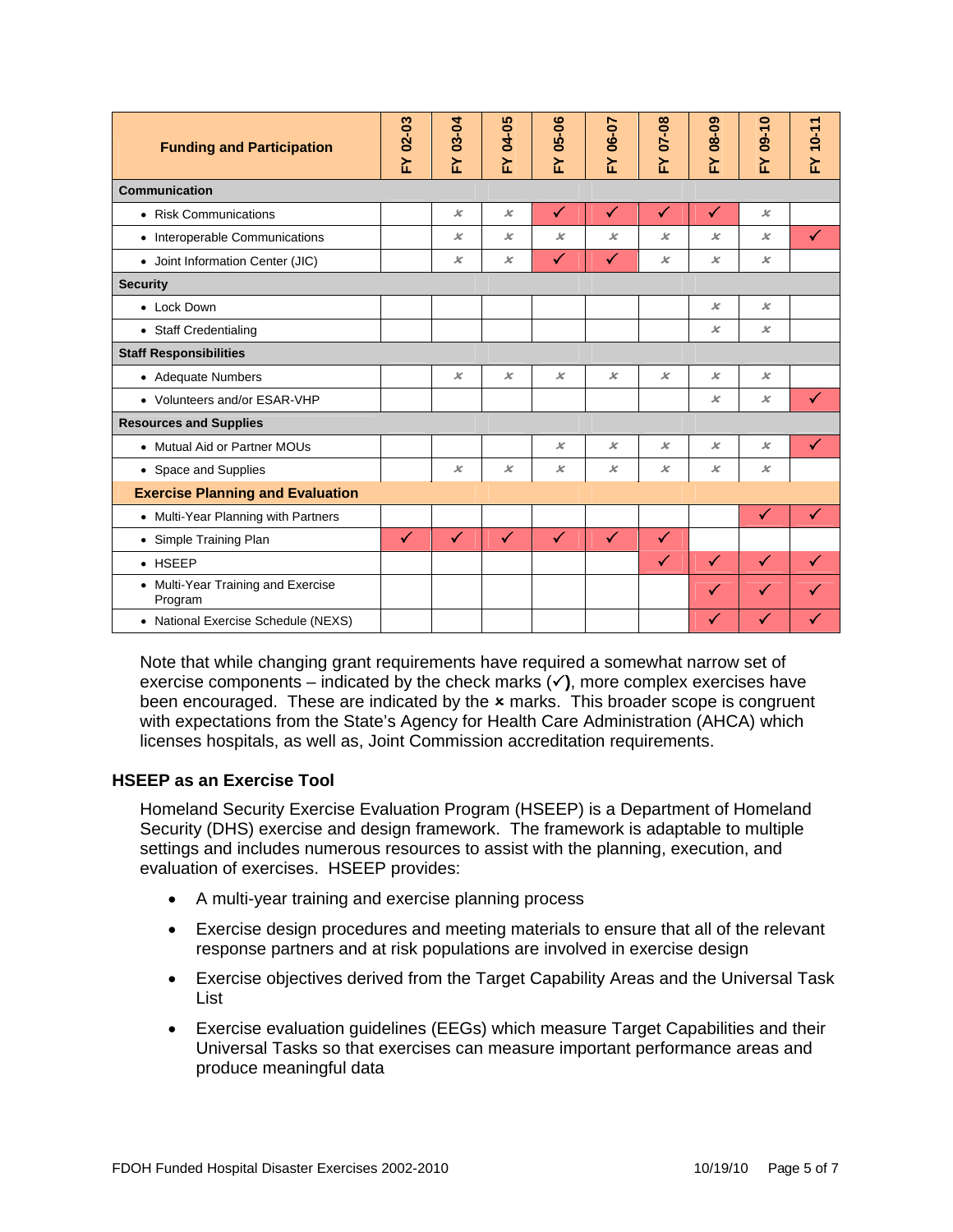| Funding and Participation | FY 02-03 | FY 03-04 | FY 04-05 | FY 05-06 | FY 06-07 | FY 07-08 | FY 08-09 | FY 09-10 | FY 10-11 |
|---|---|---|---|---|---|---|---|---|---|
| **Communication** | | | | | | | | | |
| • Risk Communications | | ✗ | ✗ | ✓ | ✓ | ✓ | ✓ | ✗ | |
| • Interoperable Communications | | ✗ | ✗ | ✗ | ✗ | ✗ | ✗ | ✗ | ✓ |
| • Joint Information Center (JIC) | | ✗ | ✗ | ✓ | ✓ | ✗ | ✗ | ✗ | |
| **Security** | | | | | | | | | |
| • Lock Down | | | | | | | ✗ | ✗ | |
| • Staff Credentialing | | | | | | | ✗ | ✗ | |
| **Staff Responsibilities** | | | | | | | | | |
| • Adequate Numbers | | ✗ | ✗ | ✗ | ✗ | ✗ | ✗ | ✗ | |
| • Volunteers and/or ESAR-VHP | | | | | | | ✗ | ✗ | ✓ |
| **Resources and Supplies** | | | | | | | | | |
| • Mutual Aid or Partner MOUs | | | | ✗ | ✗ | ✗ | ✗ | ✗ | ✓ |
| • Space and Supplies | | ✗ | ✗ | ✗ | ✗ | ✗ | ✗ | ✗ | |
| **Exercise Planning and Evaluation** | | | | | | | | | |
| • Multi-Year Planning with Partners | | | | | | | | ✓ | ✓ |
| • Simple Training Plan | ✓ | ✓ | ✓ | ✓ | ✓ | ✓ | | | |
| • HSEEP | | | | | | ✓ | ✓ | ✓ | ✓ |
| • Multi-Year Training and Exercise Program | | | | | | | ✓ | ✓ | ✓ |
| • National Exercise Schedule (NEXS) | | | | | | | ✓ | ✓ | ✓ |

Note that while changing grant requirements have required a somewhat narrow set of exercise components – indicated by the check marks (✓**)**, more complex exercises have been encouraged. These are indicated by the ✗ marks. This broader scope is congruent with expectations from the State's Agency for Health Care Administration (AHCA) which licenses hospitals, as well as, Joint Commission accreditation requirements.

### HSEEP as an Exercise Tool

Homeland Security Exercise Evaluation Program (HSEEP) is a Department of Homeland Security (DHS) exercise and design framework. The framework is adaptable to multiple settings and includes numerous resources to assist with the planning, execution, and evaluation of exercises. HSEEP provides:

- A multi-year training and exercise planning process
- Exercise design procedures and meeting materials to ensure that all of the relevant response partners and at risk populations are involved in exercise design
- Exercise objectives derived from the Target Capability Areas and the Universal Task List
- Exercise evaluation guidelines (EEGs) which measure Target Capabilities and their Universal Tasks so that exercises can measure important performance areas and produce meaningful data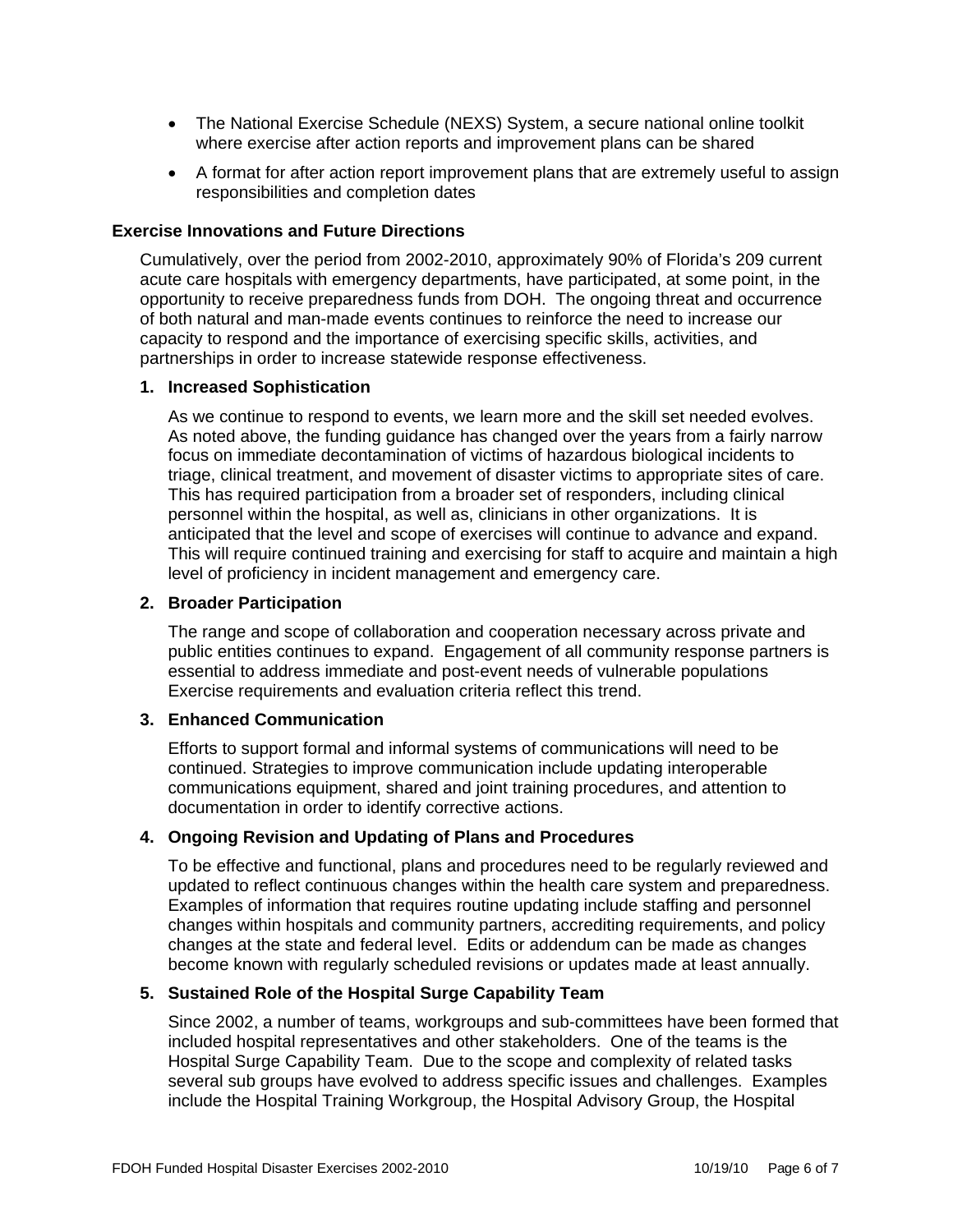- The National Exercise Schedule (NEXS) System, a secure national online toolkit where exercise after action reports and improvement plans can be shared
- A format for after action report improvement plans that are extremely useful to assign responsibilities and completion dates

### Exercise Innovations and Future Directions

Cumulatively, over the period from 2002-2010, approximately 90% of Florida's 209 current acute care hospitals with emergency departments, have participated, at some point, in the opportunity to receive preparedness funds from DOH. The ongoing threat and occurrence of both natural and man-made events continues to reinforce the need to increase our capacity to respond and the importance of exercising specific skills, activities, and partnerships in order to increase statewide response effectiveness.

**1. Increased Sophistication**

As we continue to respond to events, we learn more and the skill set needed evolves. As noted above, the funding guidance has changed over the years from a fairly narrow focus on immediate decontamination of victims of hazardous biological incidents to triage, clinical treatment, and movement of disaster victims to appropriate sites of care. This has required participation from a broader set of responders, including clinical personnel within the hospital, as well as, clinicians in other organizations. It is anticipated that the level and scope of exercises will continue to advance and expand. This will require continued training and exercising for staff to acquire and maintain a high level of proficiency in incident management and emergency care.

**2. Broader Participation**

The range and scope of collaboration and cooperation necessary across private and public entities continues to expand. Engagement of all community response partners is essential to address immediate and post-event needs of vulnerable populations Exercise requirements and evaluation criteria reflect this trend.

**3. Enhanced Communication**

Efforts to support formal and informal systems of communications will need to be continued. Strategies to improve communication include updating interoperable communications equipment, shared and joint training procedures, and attention to documentation in order to identify corrective actions.

**4. Ongoing Revision and Updating of Plans and Procedures**

To be effective and functional, plans and procedures need to be regularly reviewed and updated to reflect continuous changes within the health care system and preparedness. Examples of information that requires routine updating include staffing and personnel changes within hospitals and community partners, accrediting requirements, and policy changes at the state and federal level. Edits or addendum can be made as changes become known with regularly scheduled revisions or updates made at least annually.

**5. Sustained Role of the Hospital Surge Capability Team**

Since 2002, a number of teams, workgroups and sub-committees have been formed that included hospital representatives and other stakeholders. One of the teams is the Hospital Surge Capability Team. Due to the scope and complexity of related tasks several sub groups have evolved to address specific issues and challenges. Examples include the Hospital Training Workgroup, the Hospital Advisory Group, the Hospital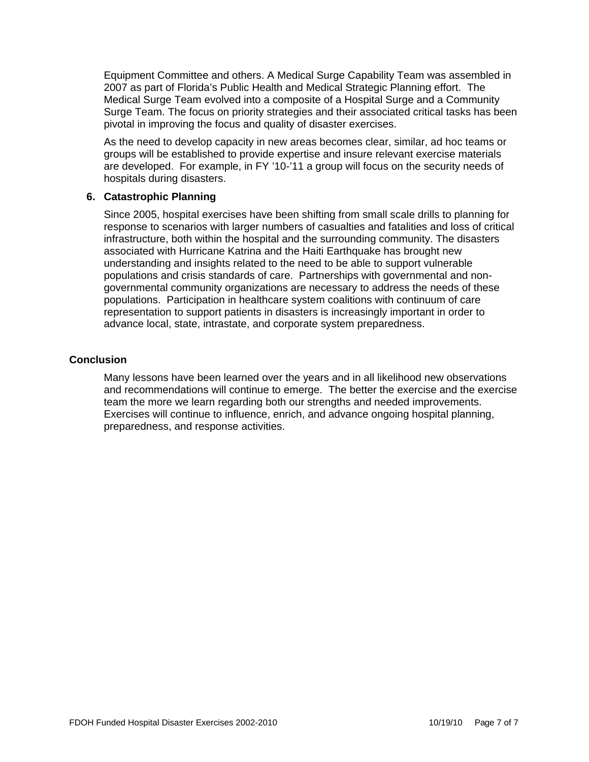Equipment Committee and others. A Medical Surge Capability Team was assembled in 2007 as part of Florida's Public Health and Medical Strategic Planning effort. The Medical Surge Team evolved into a composite of a Hospital Surge and a Community Surge Team. The focus on priority strategies and their associated critical tasks has been pivotal in improving the focus and quality of disaster exercises.

As the need to develop capacity in new areas becomes clear, similar, ad hoc teams or groups will be established to provide expertise and insure relevant exercise materials are developed. For example, in FY '10-'11 a group will focus on the security needs of hospitals during disasters.

**6. Catastrophic Planning**

Since 2005, hospital exercises have been shifting from small scale drills to planning for response to scenarios with larger numbers of casualties and fatalities and loss of critical infrastructure, both within the hospital and the surrounding community. The disasters associated with Hurricane Katrina and the Haiti Earthquake has brought new understanding and insights related to the need to be able to support vulnerable populations and crisis standards of care. Partnerships with governmental and non-governmental community organizations are necessary to address the needs of these populations. Participation in healthcare system coalitions with continuum of care representation to support patients in disasters is increasingly important in order to advance local, state, intrastate, and corporate system preparedness.

## Conclusion

Many lessons have been learned over the years and in all likelihood new observations and recommendations will continue to emerge. The better the exercise and the exercise team the more we learn regarding both our strengths and needed improvements. Exercises will continue to influence, enrich, and advance ongoing hospital planning, preparedness, and response activities.